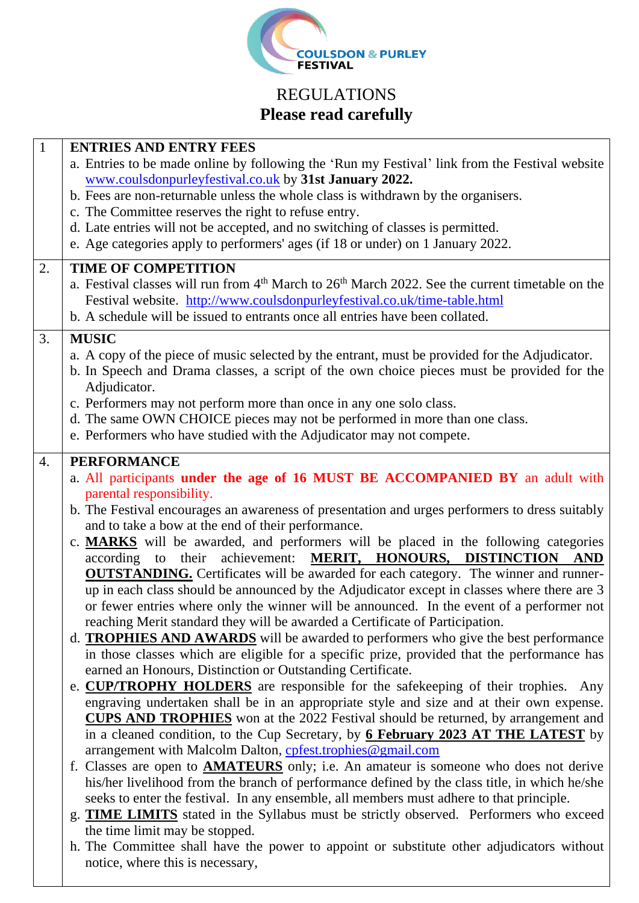COULSDON & PURLEY FESTIVAL

# REGULATIONS

**Please read carefully**

## 1 ENTRIES AND ENTRY FEES

a. Entries to be made online by following the 'Run my Festival' link from the Festival website www.coulsdonpurleyfestival.co.uk by **31st January 2022.**

b. Fees are non-returnable unless the whole class is withdrawn by the organisers.

c. The Committee reserves the right to refuse entry.

d. Late entries will not be accepted, and no switching of classes is permitted.

e. Age categories apply to performers' ages (if 18 or under) on 1 January 2022.

## 2. TIME OF COMPETITION

a. Festival classes will run from 4th March to 26th March 2022. See the current timetable on the Festival website. http://www.coulsdonpurleyfestival.co.uk/time-table.html

b. A schedule will be issued to entrants once all entries have been collated.

## 3. MUSIC

a. A copy of the piece of music selected by the entrant, must be provided for the Adjudicator.

b. In Speech and Drama classes, a script of the own choice pieces must be provided for the Adjudicator.

c. Performers may not perform more than once in any one solo class.

d. The same OWN CHOICE pieces may not be performed in more than one class.

e. Performers who have studied with the Adjudicator may not compete.

## 4. PERFORMANCE

a. All participants **under the age of 16 MUST BE ACCOMPANIED BY** an adult with parental responsibility.

b. The Festival encourages an awareness of presentation and urges performers to dress suitably and to take a bow at the end of their performance.

c. **MARKS** will be awarded, and performers will be placed in the following categories according to their achievement: **MERIT, HONOURS, DISTINCTION AND OUTSTANDING.** Certificates will be awarded for each category. The winner and runner-up in each class should be announced by the Adjudicator except in classes where there are 3 or fewer entries where only the winner will be announced. In the event of a performer not reaching Merit standard they will be awarded a Certificate of Participation.

d. **TROPHIES AND AWARDS** will be awarded to performers who give the best performance in those classes which are eligible for a specific prize, provided that the performance has earned an Honours, Distinction or Outstanding Certificate.

e. **CUP/TROPHY HOLDERS** are responsible for the safekeeping of their trophies. Any engraving undertaken shall be in an appropriate style and size and at their own expense. **CUPS AND TROPHIES** won at the 2022 Festival should be returned, by arrangement and in a cleaned condition, to the Cup Secretary, by **6 February 2023 AT THE LATEST** by arrangement with Malcolm Dalton, cpfest.trophies@gmail.com

f. Classes are open to **AMATEURS** only; i.e. An amateur is someone who does not derive his/her livelihood from the branch of performance defined by the class title, in which he/she seeks to enter the festival. In any ensemble, all members must adhere to that principle.

g. **TIME LIMITS** stated in the Syllabus must be strictly observed. Performers who exceed the time limit may be stopped.

h. The Committee shall have the power to appoint or substitute other adjudicators without notice, where this is necessary,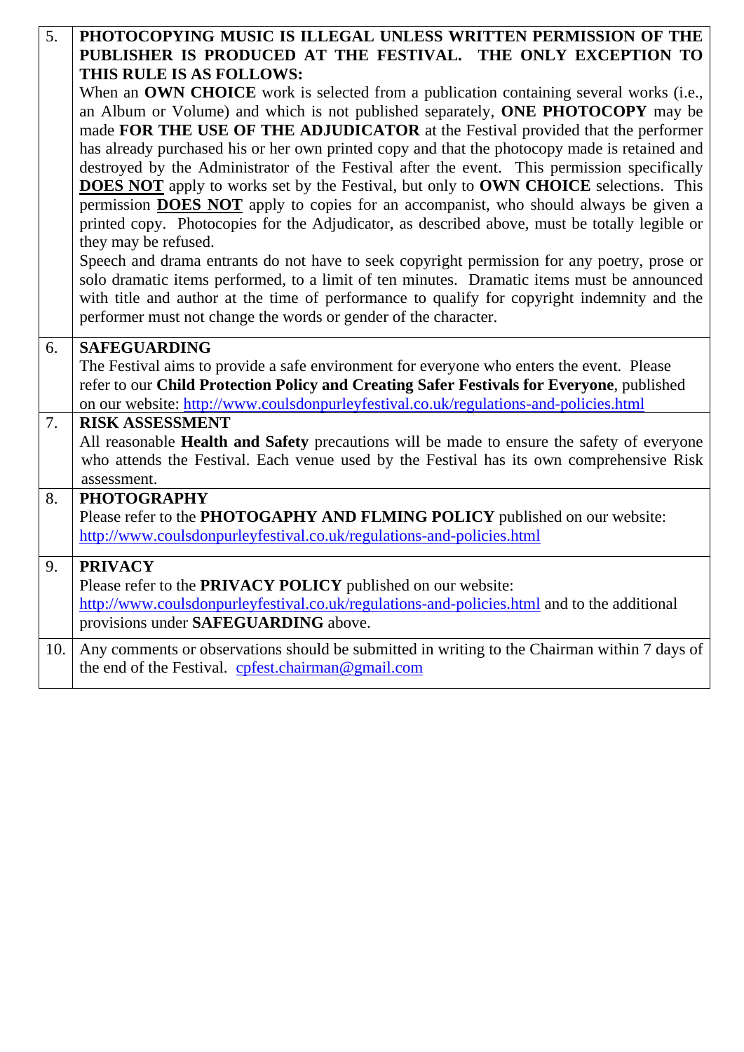| | |
|---|---|
| 5. | **PHOTOCOPYING MUSIC IS ILLEGAL UNLESS WRITTEN PERMISSION OF THE PUBLISHER IS PRODUCED AT THE FESTIVAL. THE ONLY EXCEPTION TO THIS RULE IS AS FOLLOWS:**<br>When an **OWN CHOICE** work is selected from a publication containing several works (i.e., an Album or Volume) and which is not published separately, **ONE PHOTOCOPY** may be made **FOR THE USE OF THE ADJUDICATOR** at the Festival provided that the performer has already purchased his or her own printed copy and that the photocopy made is retained and destroyed by the Administrator of the Festival after the event. This permission specifically **DOES NOT** apply to works set by the Festival, but only to **OWN CHOICE** selections. This permission **DOES NOT** apply to copies for an accompanist, who should always be given a printed copy. Photocopies for the Adjudicator, as described above, must be totally legible or they may be refused.<br>Speech and drama entrants do not have to seek copyright permission for any poetry, prose or solo dramatic items performed, to a limit of ten minutes. Dramatic items must be announced with title and author at the time of performance to qualify for copyright indemnity and the performer must not change the words or gender of the character. |
| 6. | **SAFEGUARDING**<br>The Festival aims to provide a safe environment for everyone who enters the event. Please refer to our **Child Protection Policy and Creating Safer Festivals for Everyone**, published on our website: http://www.coulsdonpurleyfestival.co.uk/regulations-and-policies.html |
| 7. | **RISK ASSESSMENT**<br>All reasonable **Health and Safety** precautions will be made to ensure the safety of everyone who attends the Festival. Each venue used by the Festival has its own comprehensive Risk assessment. |
| 8. | **PHOTOGRAPHY**<br>Please refer to the **PHOTOGAPHY AND FLMING POLICY** published on our website: http://www.coulsdonpurleyfestival.co.uk/regulations-and-policies.html |
| 9. | **PRIVACY**<br>Please refer to the **PRIVACY POLICY** published on our website: http://www.coulsdonpurleyfestival.co.uk/regulations-and-policies.html and to the additional provisions under **SAFEGUARDING** above. |
| 10. | Any comments or observations should be submitted in writing to the Chairman within 7 days of the end of the Festival. cpfest.chairman@gmail.com |